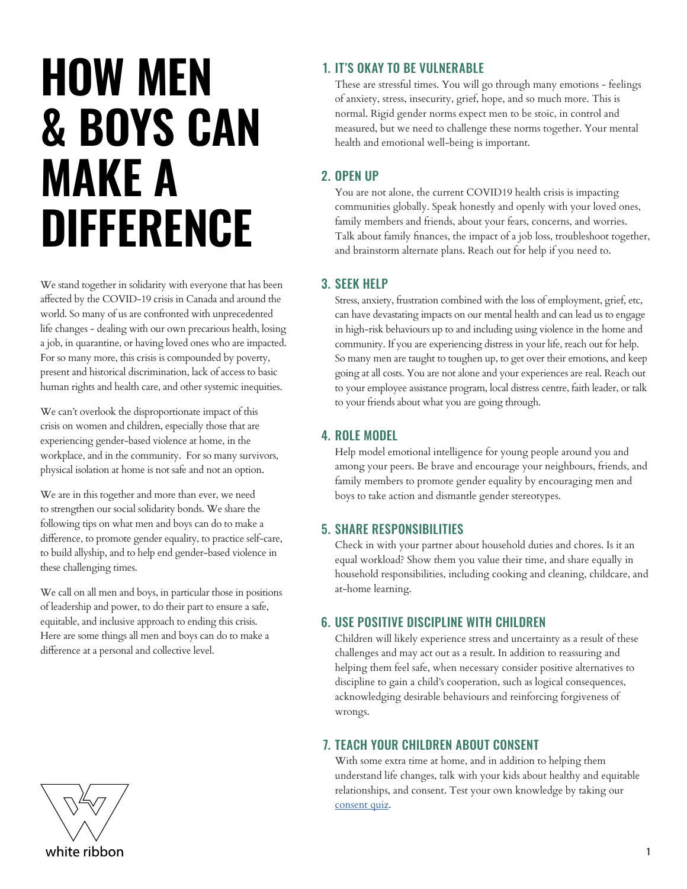# HOW MEN & BOYS CAN MAKE A DIFFERENCE

We stand together in solidarity with everyone that has been affected by the COVID-19 crisis in Canada and around the world. So many of us are confronted with unprecedented life changes - dealing with our own precarious health, losing a job, in quarantine, or having loved ones who are impacted. For so many more, this crisis is compounded by poverty, present and historical discrimination, lack of access to basic human rights and health care, and other systemic inequities.

We can't overlook the disproportionate impact of this crisis on women and children, especially those that are experiencing gender-based violence at home, in the workplace, and in the community. For so many survivors, physical isolation at home is not safe and not an option.

We are in this together and more than ever, we need to strengthen our social solidarity bonds. We share the following tips on what men and boys can do to make a difference, to promote gender equality, to practice self-care, to build allyship, and to help end gender-based violence in these challenging times.

We call on all men and boys, in particular those in positions of leadership and power, to do their part to ensure a safe, equitable, and inclusive approach to ending this crisis. Here are some things all men and boys can do to make a difference at a personal and collective level.

## 1. IT'S OKAY TO BE VULNERABLE

These are stressful times. You will go through many emotions - feelings of anxiety, stress, insecurity, grief, hope, and so much more. This is normal. Rigid gender norms expect men to be stoic, in control and measured, but we need to challenge these norms together. Your mental health and emotional well-being is important.

## 2. OPEN UP

You are not alone, the current COVID19 health crisis is impacting communities globally. Speak honestly and openly with your loved ones, family members and friends, about your fears, concerns, and worries. Talk about family finances, the impact of a job loss, troubleshoot together, and brainstorm alternate plans. Reach out for help if you need to.

## 3. SEEK HELP

Stress, anxiety, frustration combined with the loss of employment, grief, etc, can have devastating impacts on our mental health and can lead us to engage in high-risk behaviours up to and including using violence in the home and community. If you are experiencing distress in your life, reach out for help. So many men are taught to toughen up, to get over their emotions, and keep going at all costs. You are not alone and your experiences are real. Reach out to your employee assistance program, local distress centre, faith leader, or talk to your friends about what you are going through.

## 4. ROLE MODEL

Help model emotional intelligence for young people around you and among your peers. Be brave and encourage your neighbours, friends, and family members to promote gender equality by encouraging men and boys to take action and dismantle gender stereotypes.

## 5. SHARE RESPONSIBILITIES

Check in with your partner about household duties and chores. Is it an equal workload? Show them you value their time, and share equally in household responsibilities, including cooking and cleaning, childcare, and at-home learning.

## 6. USE POSITIVE DISCIPLINE WITH CHILDREN

Children will likely experience stress and uncertainty as a result of these challenges and may act out as a result. In addition to reassuring and helping them feel safe, when necessary consider positive alternatives to discipline to gain a child's cooperation, such as logical consequences, acknowledging desirable behaviours and reinforcing forgiveness of wrongs.

## 7. TEACH YOUR CHILDREN ABOUT CONSENT

With some extra time at home, and in addition to helping them understand life changes, talk with your kids about healthy and equitable relationships, and consent. Test your own knowledge by taking our consent quiz.

white ribbon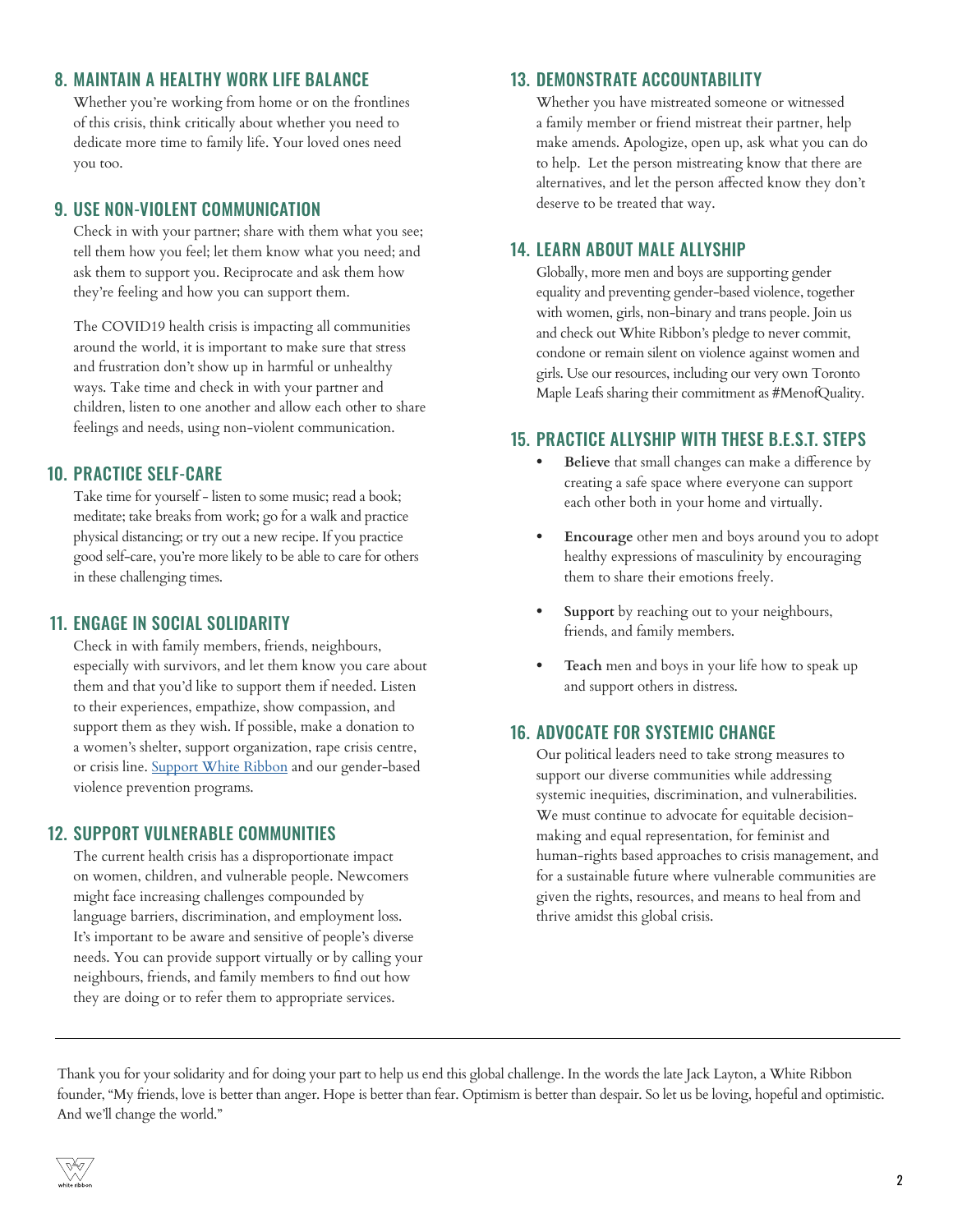## 8. MAINTAIN A HEALTHY WORK LIFE BALANCE

Whether you're working from home or on the frontlines of this crisis, think critically about whether you need to dedicate more time to family life. Your loved ones need you too.

## 9. USE NON-VIOLENT COMMUNICATION

Check in with your partner; share with them what you see; tell them how you feel; let them know what you need; and ask them to support you. Reciprocate and ask them how they're feeling and how you can support them.

The COVID19 health crisis is impacting all communities around the world, it is important to make sure that stress and frustration don't show up in harmful or unhealthy ways. Take time and check in with your partner and children, listen to one another and allow each other to share feelings and needs, using non-violent communication.

## 10. PRACTICE SELF-CARE

Take time for yourself - listen to some music; read a book; meditate; take breaks from work; go for a walk and practice physical distancing; or try out a new recipe. If you practice good self-care, you're more likely to be able to care for others in these challenging times.

## 11. ENGAGE IN SOCIAL SOLIDARITY

Check in with family members, friends, neighbours, especially with survivors, and let them know you care about them and that you'd like to support them if needed. Listen to their experiences, empathize, show compassion, and support them as they wish. If possible, make a donation to a women's shelter, support organization, rape crisis centre, or crisis line. Support White Ribbon and our gender-based violence prevention programs.

## 12. SUPPORT VULNERABLE COMMUNITIES

The current health crisis has a disproportionate impact on women, children, and vulnerable people. Newcomers might face increasing challenges compounded by language barriers, discrimination, and employment loss. It's important to be aware and sensitive of people's diverse needs. You can provide support virtually or by calling your neighbours, friends, and family members to find out how they are doing or to refer them to appropriate services.

## 13. DEMONSTRATE ACCOUNTABILITY

Whether you have mistreated someone or witnessed a family member or friend mistreat their partner, help make amends. Apologize, open up, ask what you can do to help. Let the person mistreating know that there are alternatives, and let the person affected know they don't deserve to be treated that way.

## 14. LEARN ABOUT MALE ALLYSHIP

Globally, more men and boys are supporting gender equality and preventing gender-based violence, together with women, girls, non-binary and trans people. Join us and check out White Ribbon's pledge to never commit, condone or remain silent on violence against women and girls. Use our resources, including our very own Toronto Maple Leafs sharing their commitment as #MenofQuality.

## 15. PRACTICE ALLYSHIP WITH THESE B.E.S.T. STEPS

- **Believe** that small changes can make a difference by creating a safe space where everyone can support each other both in your home and virtually.
- **Encourage** other men and boys around you to adopt healthy expressions of masculinity by encouraging them to share their emotions freely.
- **Support** by reaching out to your neighbours, friends, and family members.
- **Teach** men and boys in your life how to speak up and support others in distress.

## 16. ADVOCATE FOR SYSTEMIC CHANGE

Our political leaders need to take strong measures to support our diverse communities while addressing systemic inequities, discrimination, and vulnerabilities. We must continue to advocate for equitable decision-making and equal representation, for feminist and human-rights based approaches to crisis management, and for a sustainable future where vulnerable communities are given the rights, resources, and means to heal from and thrive amidst this global crisis.

---

Thank you for your solidarity and for doing your part to help us end this global challenge. In the words the late Jack Layton, a White Ribbon founder, "My friends, love is better than anger. Hope is better than fear. Optimism is better than despair. So let us be loving, hopeful and optimistic. And we'll change the world."

white ribbon